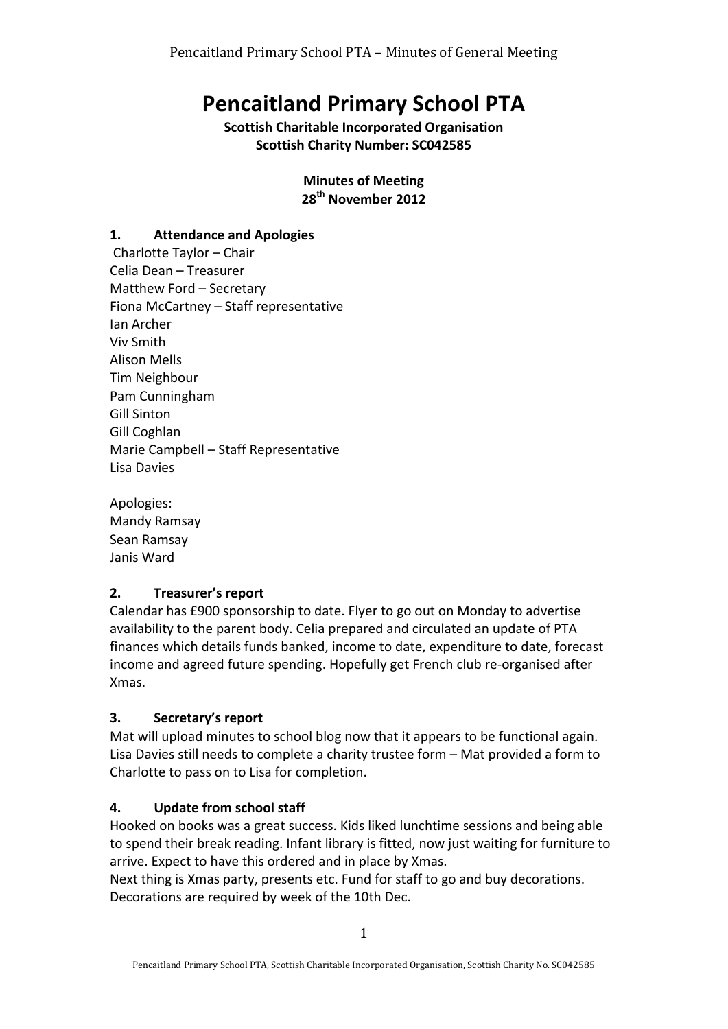# Pencaitland Primary School PTA

**Scottish Charitable Incorporated Organisation**
**Scottish Charity Number: SC042585**

**Minutes of Meeting**
**28th November 2012**

## 1. Attendance and Apologies

Charlotte Taylor – Chair
Celia Dean – Treasurer
Matthew Ford – Secretary
Fiona McCartney – Staff representative
Ian Archer
Viv Smith
Alison Mells
Tim Neighbour
Pam Cunningham
Gill Sinton
Gill Coghlan
Marie Campbell – Staff Representative
Lisa Davies

Apologies:
Mandy Ramsay
Sean Ramsay
Janis Ward

## 2. Treasurer's report

Calendar has £900 sponsorship to date. Flyer to go out on Monday to advertise availability to the parent body. Celia prepared and circulated an update of PTA finances which details funds banked, income to date, expenditure to date, forecast income and agreed future spending. Hopefully get French club re-organised after Xmas.

## 3. Secretary's report

Mat will upload minutes to school blog now that it appears to be functional again. Lisa Davies still needs to complete a charity trustee form – Mat provided a form to Charlotte to pass on to Lisa for completion.

## 4. Update from school staff

Hooked on books was a great success. Kids liked lunchtime sessions and being able to spend their break reading. Infant library is fitted, now just waiting for furniture to arrive. Expect to have this ordered and in place by Xmas.
Next thing is Xmas party, presents etc. Fund for staff to go and buy decorations. Decorations are required by week of the 10th Dec.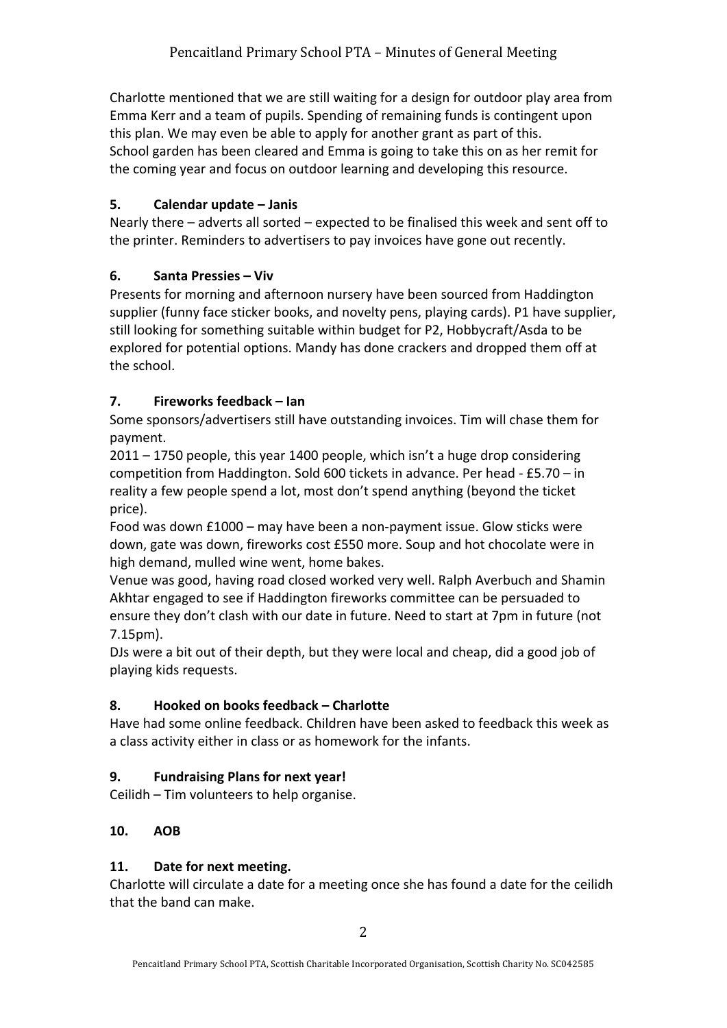Charlotte mentioned that we are still waiting for a design for outdoor play area from Emma Kerr and a team of pupils. Spending of remaining funds is contingent upon this plan. We may even be able to apply for another grant as part of this.
School garden has been cleared and Emma is going to take this on as her remit for the coming year and focus on outdoor learning and developing this resource.

**5. Calendar update – Janis**

Nearly there – adverts all sorted – expected to be finalised this week and sent off to the printer. Reminders to advertisers to pay invoices have gone out recently.

**6. Santa Pressies – Viv**

Presents for morning and afternoon nursery have been sourced from Haddington supplier (funny face sticker books, and novelty pens, playing cards). P1 have supplier, still looking for something suitable within budget for P2, Hobbycraft/Asda to be explored for potential options. Mandy has done crackers and dropped them off at the school.

**7. Fireworks feedback – Ian**

Some sponsors/advertisers still have outstanding invoices. Tim will chase them for payment.
2011 – 1750 people, this year 1400 people, which isn't a huge drop considering competition from Haddington. Sold 600 tickets in advance. Per head - £5.70 – in reality a few people spend a lot, most don't spend anything (beyond the ticket price).
Food was down £1000 – may have been a non-payment issue. Glow sticks were down, gate was down, fireworks cost £550 more. Soup and hot chocolate were in high demand, mulled wine went, home bakes.
Venue was good, having road closed worked very well. Ralph Averbuch and Shamin Akhtar engaged to see if Haddington fireworks committee can be persuaded to ensure they don't clash with our date in future. Need to start at 7pm in future (not 7.15pm).
DJs were a bit out of their depth, but they were local and cheap, did a good job of playing kids requests.

**8. Hooked on books feedback – Charlotte**

Have had some online feedback. Children have been asked to feedback this week as a class activity either in class or as homework for the infants.

**9. Fundraising Plans for next year!**

Ceilidh – Tim volunteers to help organise.

**10. AOB**

**11. Date for next meeting.**

Charlotte will circulate a date for a meeting once she has found a date for the ceilidh that the band can make.